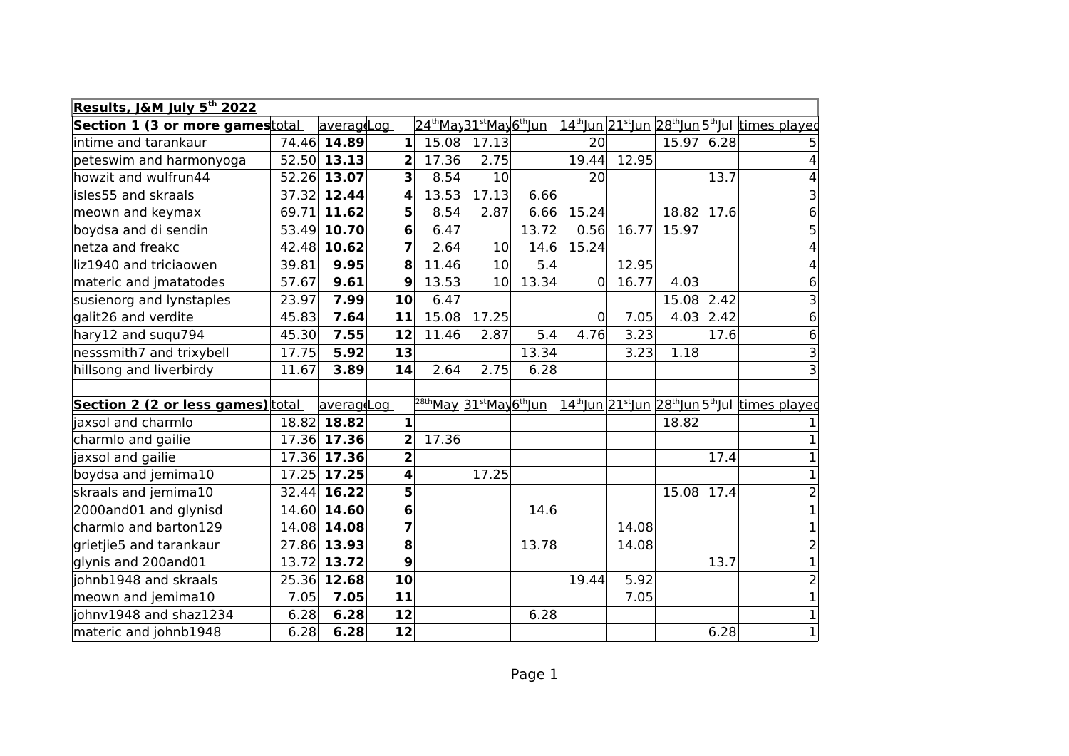| **Results, J&M July 5th 2022** | | | | | | | | | | | | |
|---|---|---|---|---|---|---|---|---|---|---|---|---|
| **Section 1 (3 or more games** | total | average | Log | 24thMay | 31stMay | 6thJun | 14thJun | 21stJun | 28thJun | 5thJul | times played |
| intime and tarankaur | 74.46 | **14.89** | **1** | 15.08 | 17.13 | | 20 | | 15.97 | 6.28 | 5 |
| peteswim and harmonyoga | 52.50 | **13.13** | **2** | 17.36 | 2.75 | | 19.44 | 12.95 | | | 4 |
| howzit and wulfrun44 | 52.26 | **13.07** | **3** | 8.54 | 10 | | 20 | | | 13.7 | 4 |
| isles55 and skraals | 37.32 | **12.44** | **4** | 13.53 | 17.13 | 6.66 | | | | | 3 |
| meown and keymax | 69.71 | **11.62** | **5** | 8.54 | 2.87 | 6.66 | 15.24 | | 18.82 | 17.6 | 6 |
| boydsa and di sendin | 53.49 | **10.70** | **6** | 6.47 | | 13.72 | 0.56 | 16.77 | 15.97 | | 5 |
| netza and freakc | 42.48 | **10.62** | **7** | 2.64 | 10 | 14.6 | 15.24 | | | | 4 |
| liz1940 and triciaowen | 39.81 | **9.95** | **8** | 11.46 | 10 | 5.4 | | 12.95 | | | 4 |
| materic and jmatatodes | 57.67 | **9.61** | **9** | 13.53 | 10 | 13.34 | 0 | 16.77 | 4.03 | | 6 |
| susienorg and lynstaples | 23.97 | **7.99** | **10** | 6.47 | | | | | 15.08 | 2.42 | 3 |
| galit26 and verdite | 45.83 | **7.64** | **11** | 15.08 | 17.25 | | 0 | 7.05 | 4.03 | 2.42 | 6 |
| hary12 and suqu794 | 45.30 | **7.55** | **12** | 11.46 | 2.87 | 5.4 | 4.76 | 3.23 | | 17.6 | 6 |
| nesssmith7 and trixybell | 17.75 | **5.92** | **13** | | | 13.34 | | 3.23 | 1.18 | | 3 |
| hillsong and liverbirdy | 11.67 | **3.89** | **14** | 2.64 | 2.75 | 6.28 | | | | | 3 |
| | | | | | | | | | | | |
| **Section 2 (2 or less games)** | total | average | Log | 28thMay | 31stMay | 6thJun | 14thJun | 21stJun | 28thJun | 5thJul | times played |
| jaxsol and charmlo | 18.82 | **18.82** | **1** | | | | | | 18.82 | | 1 |
| charmlo and gailie | 17.36 | **17.36** | **2** | 17.36 | | | | | | | 1 |
| jaxsol and gailie | 17.36 | **17.36** | **2** | | | | | | | 17.4 | 1 |
| boydsa and jemima10 | 17.25 | **17.25** | **4** | | 17.25 | | | | | | 1 |
| skraals and jemima10 | 32.44 | **16.22** | **5** | | | | | | 15.08 | 17.4 | 2 |
| 2000and01 and glynisd | 14.60 | **14.60** | **6** | | | 14.6 | | | | | 1 |
| charmlo and barton129 | 14.08 | **14.08** | **7** | | | | | 14.08 | | | 1 |
| grietjie5 and tarankaur | 27.86 | **13.93** | **8** | | | 13.78 | | 14.08 | | | 2 |
| glynis and 200and01 | 13.72 | **13.72** | **9** | | | | | | | 13.7 | 1 |
| johnb1948 and skraals | 25.36 | **12.68** | **10** | | | | 19.44 | 5.92 | | | 2 |
| meown and jemima10 | 7.05 | **7.05** | **11** | | | | | 7.05 | | | 1 |
| johnv1948 and shaz1234 | 6.28 | **6.28** | **12** | | | 6.28 | | | | | 1 |
| materic and johnb1948 | 6.28 | **6.28** | **12** | | | | | | | 6.28 | 1 |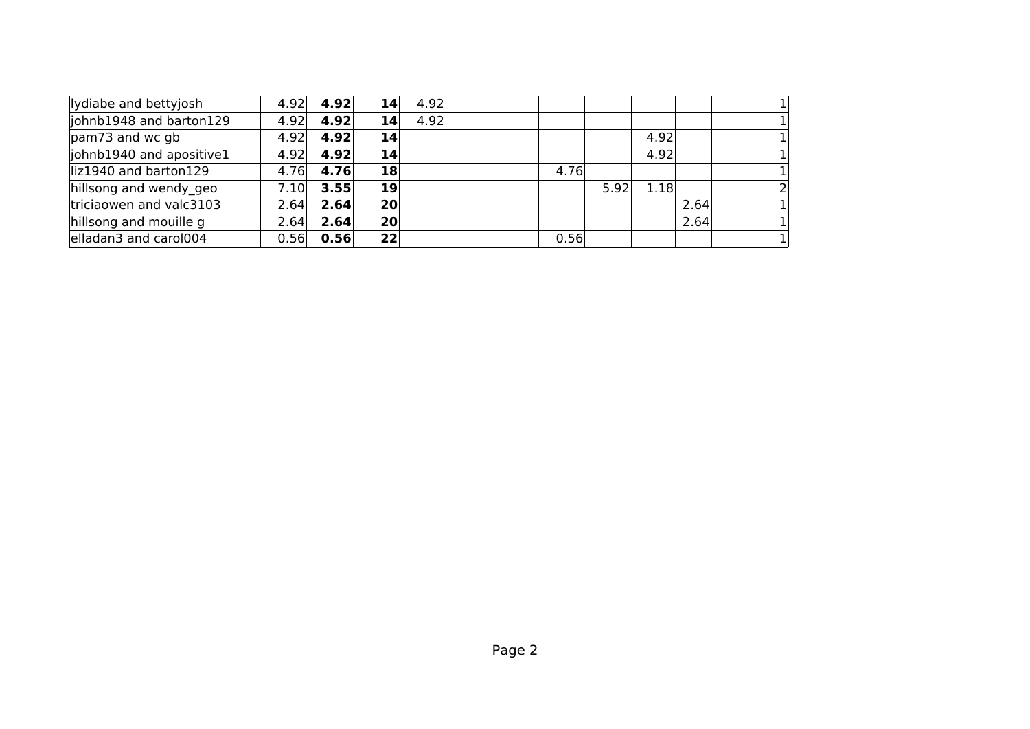| | | | | | | | | | | | |
|---|---|---|---|---|---|---|---|---|---|---|---|
| lydiabe and bettyjosh | 4.92 | **4.92** | **14** | 4.92 | | | | | | | 1 |
| johnb1948 and barton129 | 4.92 | **4.92** | **14** | 4.92 | | | | | | | 1 |
| pam73 and wc gb | 4.92 | **4.92** | **14** | | | | | | 4.92 | | 1 |
| johnb1940 and apositive1 | 4.92 | **4.92** | **14** | | | | | | 4.92 | | 1 |
| liz1940 and barton129 | 4.76 | **4.76** | **18** | | | | 4.76 | | | | 1 |
| hillsong and wendy_geo | 7.10 | **3.55** | **19** | | | | | 5.92 | 1.18 | | 2 |
| triciaowen and valc3103 | 2.64 | **2.64** | **20** | | | | | | | 2.64 | 1 |
| hillsong and mouille g | 2.64 | **2.64** | **20** | | | | | | | 2.64 | 1 |
| elladan3 and carol004 | 0.56 | **0.56** | **22** | | | | 0.56 | | | | 1 |